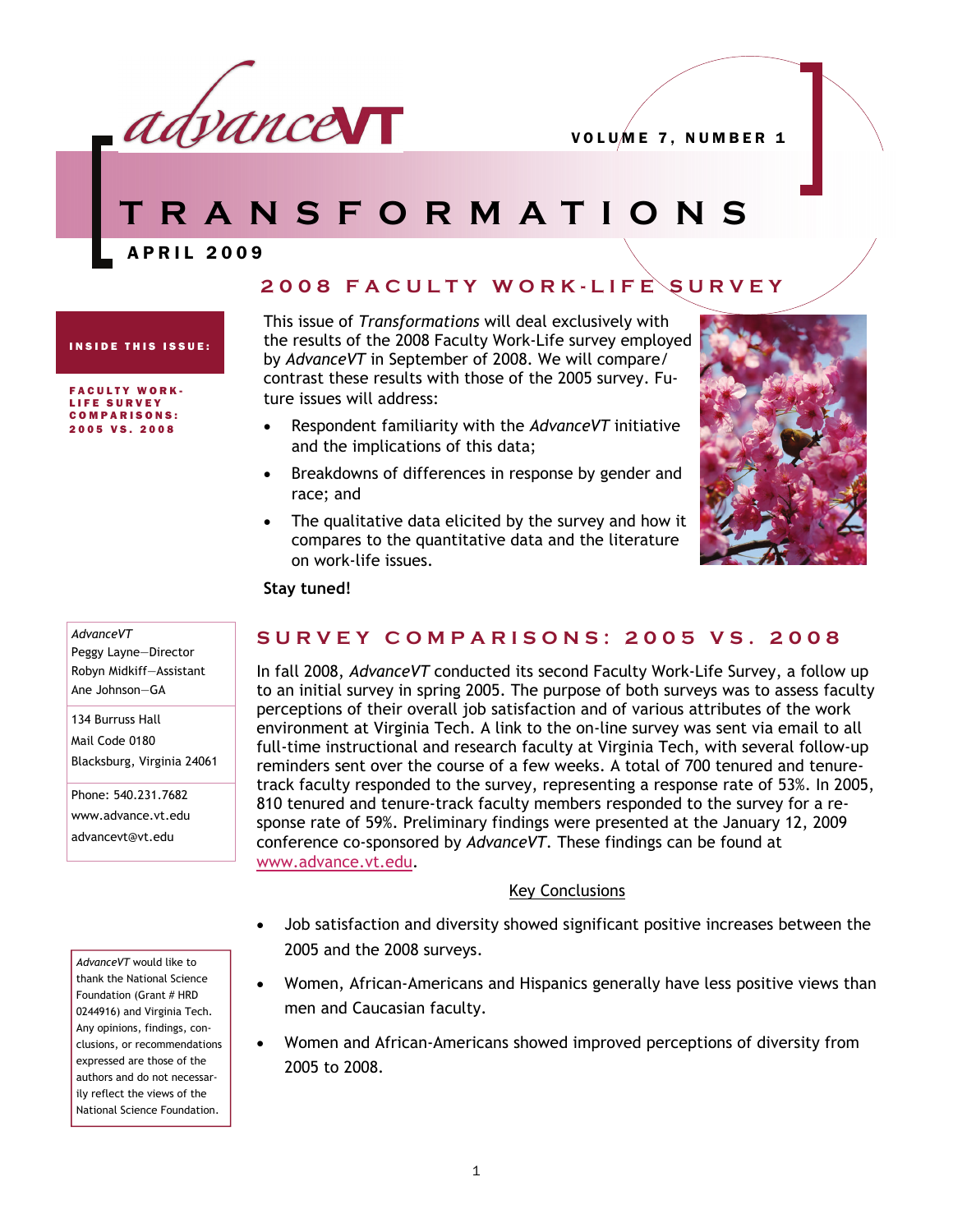# advanceVT

VOLUME 7, NUMBER 1

# TRANSFORMATIONS

APRIL 2009

## 2008 FACULTY WORK-LIFE SURVEY

This issue of *Transformations* will deal exclusively with the results of the 2008 Faculty Work-Life survey employed by *AdvanceVT* in September of 2008. We will compare/contrast these results with those of the 2005 survey. Future issues will address:

- Respondent familiarity with the *AdvanceVT* initiative and the implications of this data;
- Breakdowns of differences in response by gender and race; and
- The qualitative data elicited by the survey and how it compares to the quantitative data and the literature on work-life issues.

**Stay tuned!**

**INSIDE THIS ISSUE:**

FACULTY WORK-LIFE SURVEY COMPARISONS: 2005 VS. 2008

*AdvanceVT*
Peggy Layne—Director
Robyn Midkiff—Assistant
Ane Johnson—GA

134 Burruss Hall
Mail Code 0180
Blacksburg, Virginia 24061

Phone: 540.231.7682
www.advance.vt.edu
advancevt@vt.edu

## SURVEY COMPARISONS: 2005 VS. 2008

In fall 2008, *AdvanceVT* conducted its second Faculty Work-Life Survey, a follow up to an initial survey in spring 2005. The purpose of both surveys was to assess faculty perceptions of their overall job satisfaction and of various attributes of the work environment at Virginia Tech. A link to the on-line survey was sent via email to all full-time instructional and research faculty at Virginia Tech, with several follow-up reminders sent over the course of a few weeks. A total of 700 tenured and tenure-track faculty responded to the survey, representing a response rate of 53%. In 2005, 810 tenured and tenure-track faculty members responded to the survey for a response rate of 59%. Preliminary findings were presented at the January 12, 2009 conference co-sponsored by *AdvanceVT*. These findings can be found at www.advance.vt.edu.

Key Conclusions

- Job satisfaction and diversity showed significant positive increases between the 2005 and the 2008 surveys.
- Women, African-Americans and Hispanics generally have less positive views than men and Caucasian faculty.
- Women and African-Americans showed improved perceptions of diversity from 2005 to 2008.

*AdvanceVT* would like to thank the National Science Foundation (Grant # HRD 0244916) and Virginia Tech. Any opinions, findings, conclusions, or recommendations expressed are those of the authors and do not necessarily reflect the views of the National Science Foundation.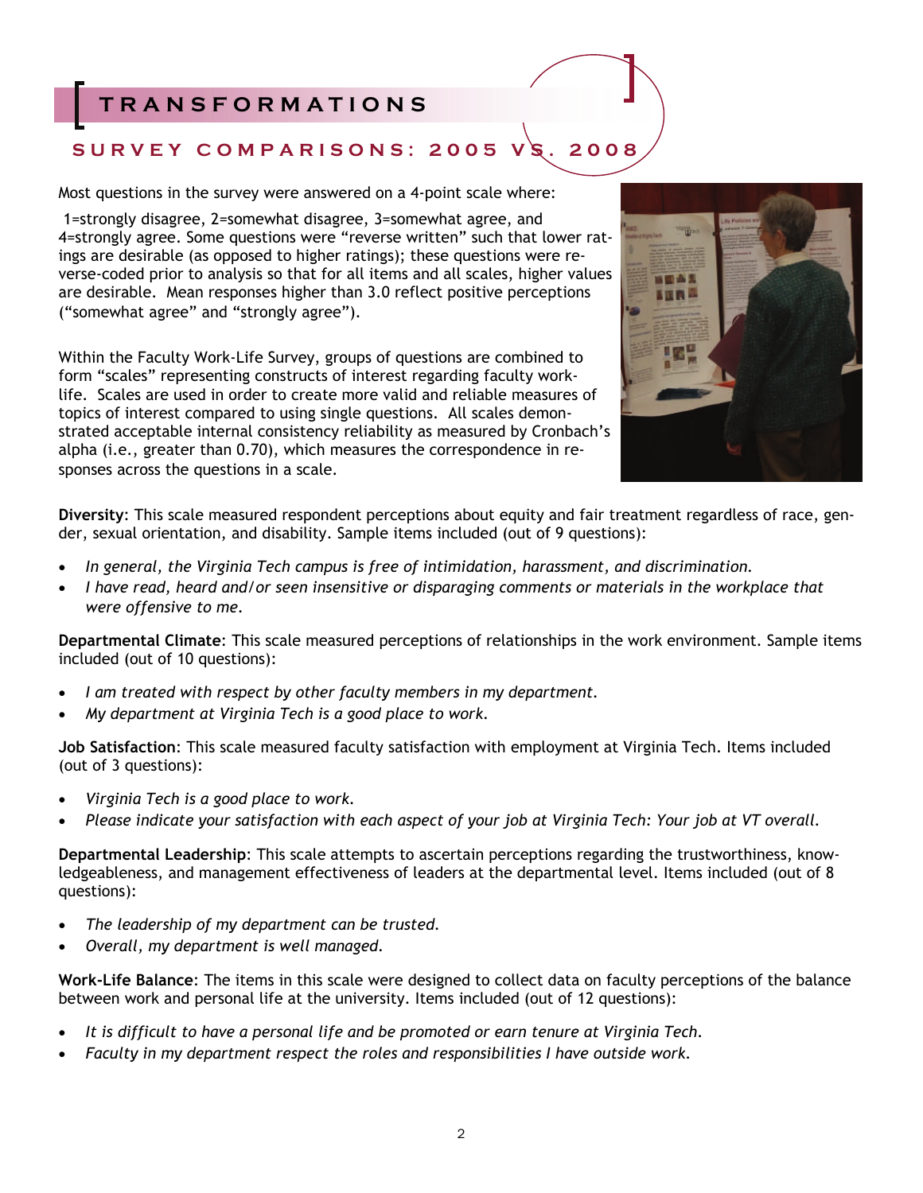# TRANSFORMATIONS

## SURVEY COMPARISONS: 2005 VS. 2008

Most questions in the survey were answered on a 4-point scale where:

1=strongly disagree, 2=somewhat disagree, 3=somewhat agree, and 4=strongly agree. Some questions were "reverse written" such that lower ratings are desirable (as opposed to higher ratings); these questions were reverse-coded prior to analysis so that for all items and all scales, higher values are desirable. Mean responses higher than 3.0 reflect positive perceptions ("somewhat agree" and "strongly agree").

Within the Faculty Work-Life Survey, groups of questions are combined to form "scales" representing constructs of interest regarding faculty work-life. Scales are used in order to create more valid and reliable measures of topics of interest compared to using single questions. All scales demonstrated acceptable internal consistency reliability as measured by Cronbach's alpha (i.e., greater than 0.70), which measures the correspondence in responses across the questions in a scale.

**Diversity**: This scale measured respondent perceptions about equity and fair treatment regardless of race, gender, sexual orientation, and disability. Sample items included (out of 9 questions):

- *In general, the Virginia Tech campus is free of intimidation, harassment, and discrimination.*
- *I have read, heard and/or seen insensitive or disparaging comments or materials in the workplace that were offensive to me.*

**Departmental Climate**: This scale measured perceptions of relationships in the work environment. Sample items included (out of 10 questions):

- *I am treated with respect by other faculty members in my department.*
- *My department at Virginia Tech is a good place to work.*

**Job Satisfaction**: This scale measured faculty satisfaction with employment at Virginia Tech. Items included (out of 3 questions):

- *Virginia Tech is a good place to work.*
- *Please indicate your satisfaction with each aspect of your job at Virginia Tech: Your job at VT overall.*

**Departmental Leadership**: This scale attempts to ascertain perceptions regarding the trustworthiness, knowledgeableness, and management effectiveness of leaders at the departmental level. Items included (out of 8 questions):

- *The leadership of my department can be trusted.*
- *Overall, my department is well managed.*

**Work-Life Balance**: The items in this scale were designed to collect data on faculty perceptions of the balance between work and personal life at the university. Items included (out of 12 questions):

- *It is difficult to have a personal life and be promoted or earn tenure at Virginia Tech.*
- *Faculty in my department respect the roles and responsibilities I have outside work.*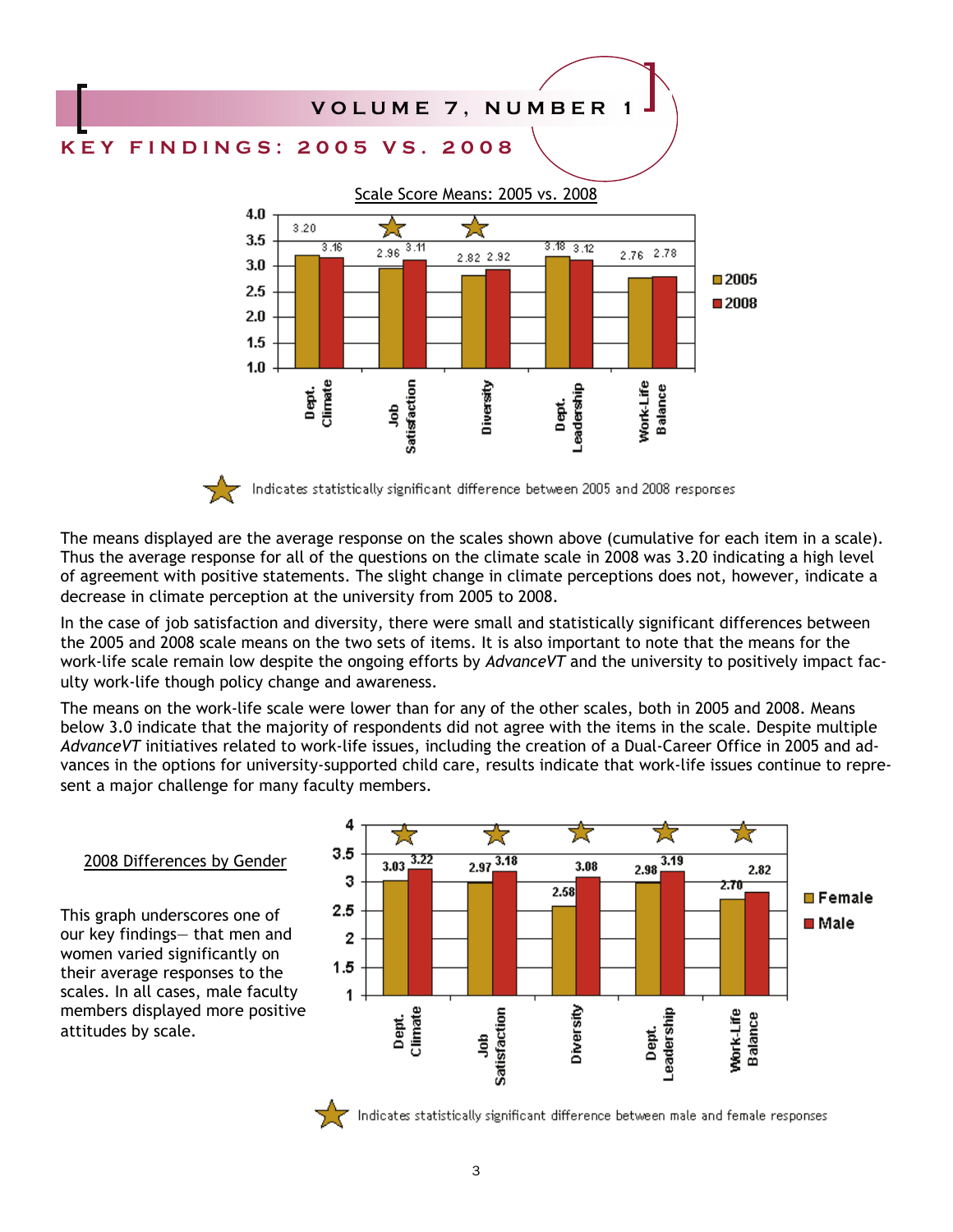# KEY FINDINGS: 2005 VS. 2008

Scale Score Means: 2005 vs. 2008

| Scale | 2005 | 2008 |
|---|---|---|
| Dept. Climate | 3.20 | 3.16 |
| Job Satisfaction ★ | 2.96 | 3.11 |
| Diversity ★ | 2.82 | 2.92 |
| Dept. Leadership | 3.18 | 3.12 |
| Work-Life Balance | 2.76 | 2.78 |

★ Indicates statistically significant difference between 2005 and 2008 responses

The means displayed are the average response on the scales shown above (cumulative for each item in a scale). Thus the average response for all of the questions on the climate scale in 2008 was 3.20 indicating a high level of agreement with positive statements. The slight change in climate perceptions does not, however, indicate a decrease in climate perception at the university from 2005 to 2008.

In the case of job satisfaction and diversity, there were small and statistically significant differences between the 2005 and 2008 scale means on the two sets of items. It is also important to note that the means for the work-life scale remain low despite the ongoing efforts by *AdvanceVT* and the university to positively impact faculty work-life though policy change and awareness.

The means on the work-life scale were lower than for any of the other scales, both in 2005 and 2008. Means below 3.0 indicate that the majority of respondents did not agree with the items in the scale. Despite multiple *AdvanceVT* initiatives related to work-life issues, including the creation of a Dual-Career Office in 2005 and advances in the options for university-supported child care, results indicate that work-life issues continue to represent a major challenge for many faculty members.

## 2008 Differences by Gender

This graph underscores one of our key findings— that men and women varied significantly on their average responses to the scales. In all cases, male faculty members displayed more positive attitudes by scale.

| Scale | Female | Male |
|---|---|---|
| Dept. Climate ★ | 3.03 | 3.22 |
| Job Satisfaction ★ | 2.97 | 3.18 |
| Diversity ★ | 2.58 | 3.08 |
| Dept. Leadership ★ | 2.98 | 3.19 |
| Work-Life Balance ★ | 2.70 | 2.82 |

★ Indicates statistically significant difference between male and female responses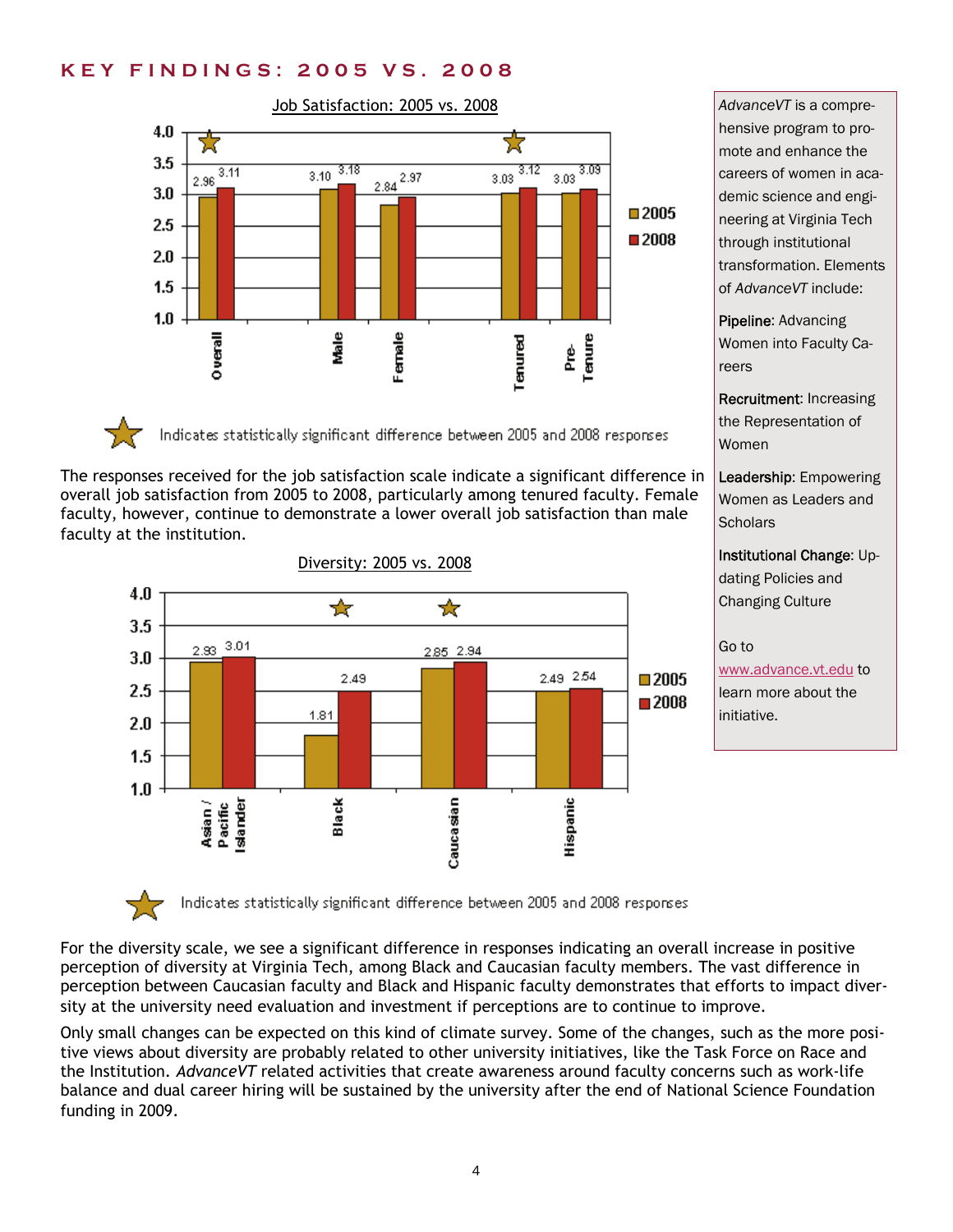# KEY FINDINGS: 2005 VS. 2008

Job Satisfaction: 2005 vs. 2008

4.0
3.5
3.0
2.5
2.0
1.5
1.0

2.96 3.11
3.10 3.18
2.84 2.97
3.03 3.12
3.03 3.09

Overall
Male
Female
Tenured
Pre-Tenure

2005
2008

Indicates statistically significant difference between 2005 and 2008 responses

The responses received for the job satisfaction scale indicate a significant difference in overall job satisfaction from 2005 to 2008, particularly among tenured faculty. Female faculty, however, continue to demonstrate a lower overall job satisfaction than male faculty at the institution.

Diversity: 2005 vs. 2008

4.0
3.5
3.0
2.5
2.0
1.5
1.0

2.93 3.01
1.81 2.49
2.85 2.94
2.49 2.54

Asian / Pacific Islander
Black
Caucasian
Hispanic

2005
2008

Indicates statistically significant difference between 2005 and 2008 responses

For the diversity scale, we see a significant difference in responses indicating an overall increase in positive perception of diversity at Virginia Tech, among Black and Caucasian faculty members. The vast difference in perception between Caucasian faculty and Black and Hispanic faculty demonstrates that efforts to impact diversity at the university need evaluation and investment if perceptions are to continue to improve.

Only small changes can be expected on this kind of climate survey. Some of the changes, such as the more positive views about diversity are probably related to other university initiatives, like the Task Force on Race and the Institution. *AdvanceVT* related activities that create awareness around faculty concerns such as work-life balance and dual career hiring will be sustained by the university after the end of National Science Foundation funding in 2009.

*AdvanceVT* is a comprehensive program to promote and enhance the careers of women in academic science and engineering at Virginia Tech through institutional transformation. Elements of *AdvanceVT* include:

**Pipeline**: Advancing Women into Faculty Careers

**Recruitment**: Increasing the Representation of Women

**Leadership**: Empowering Women as Leaders and Scholars

**Institutional Change**: Updating Policies and Changing Culture

Go to www.advance.vt.edu to learn more about the initiative.